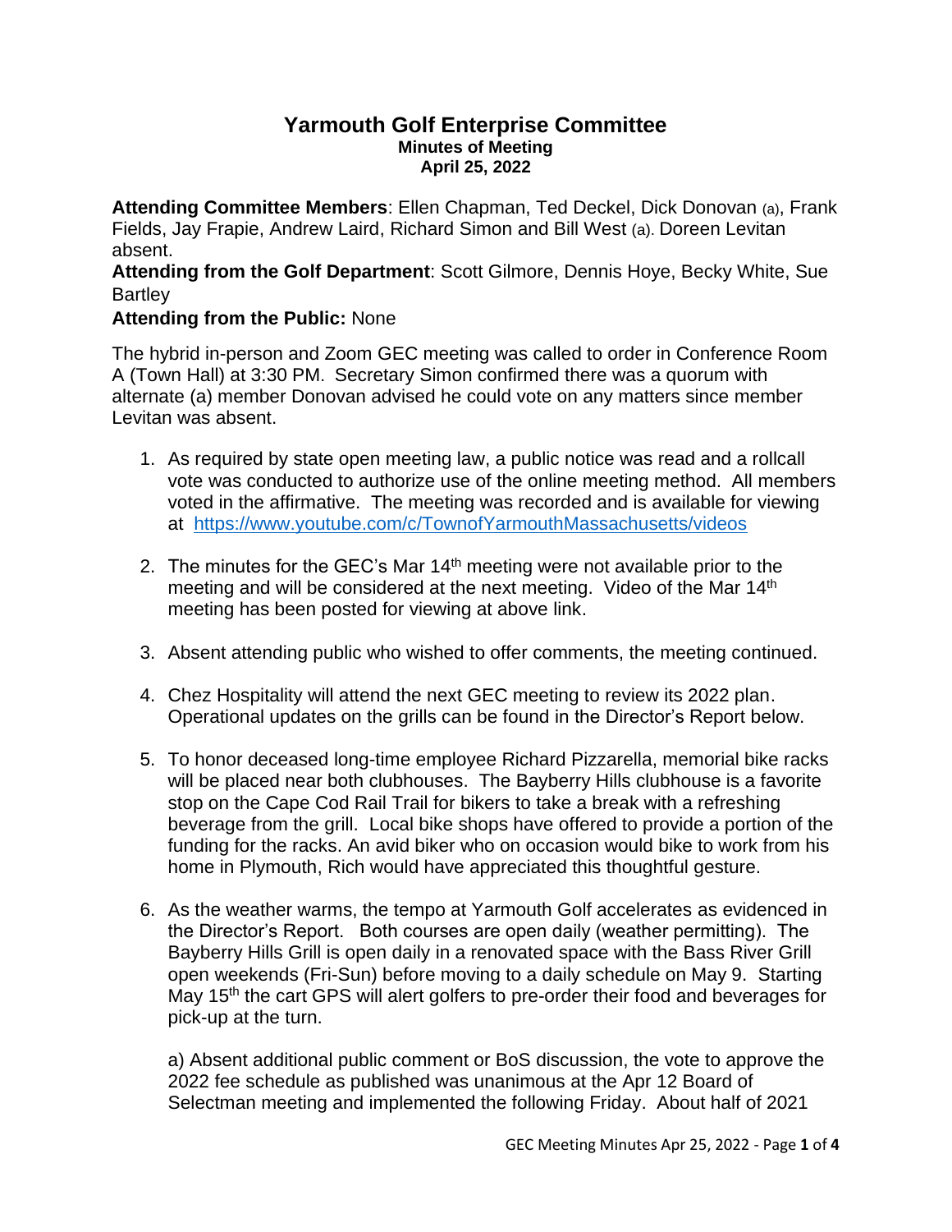# Yarmouth Golf Enterprise Committee

**Minutes of Meeting**
**April 25, 2022**

**Attending Committee Members**: Ellen Chapman, Ted Deckel, Dick Donovan (a), Frank Fields, Jay Frapie, Andrew Laird, Richard Simon and Bill West (a). Doreen Levitan absent.
**Attending from the Golf Department**: Scott Gilmore, Dennis Hoye, Becky White, Sue Bartley
**Attending from the Public:** None

The hybrid in-person and Zoom GEC meeting was called to order in Conference Room A (Town Hall) at 3:30 PM. Secretary Simon confirmed there was a quorum with alternate (a) member Donovan advised he could vote on any matters since member Levitan was absent.

1. As required by state open meeting law, a public notice was read and a rollcall vote was conducted to authorize use of the online meeting method. All members voted in the affirmative. The meeting was recorded and is available for viewing at https://www.youtube.com/c/TownofYarmouthMassachusetts/videos

2. The minutes for the GEC's Mar 14th meeting were not available prior to the meeting and will be considered at the next meeting. Video of the Mar 14th meeting has been posted for viewing at above link.

3. Absent attending public who wished to offer comments, the meeting continued.

4. Chez Hospitality will attend the next GEC meeting to review its 2022 plan. Operational updates on the grills can be found in the Director's Report below.

5. To honor deceased long-time employee Richard Pizzarella, memorial bike racks will be placed near both clubhouses. The Bayberry Hills clubhouse is a favorite stop on the Cape Cod Rail Trail for bikers to take a break with a refreshing beverage from the grill. Local bike shops have offered to provide a portion of the funding for the racks. An avid biker who on occasion would bike to work from his home in Plymouth, Rich would have appreciated this thoughtful gesture.

6. As the weather warms, the tempo at Yarmouth Golf accelerates as evidenced in the Director's Report. Both courses are open daily (weather permitting). The Bayberry Hills Grill is open daily in a renovated space with the Bass River Grill open weekends (Fri-Sun) before moving to a daily schedule on May 9. Starting May 15th the cart GPS will alert golfers to pre-order their food and beverages for pick-up at the turn.

   a) Absent additional public comment or BoS discussion, the vote to approve the 2022 fee schedule as published was unanimous at the Apr 12 Board of Selectman meeting and implemented the following Friday. About half of 2021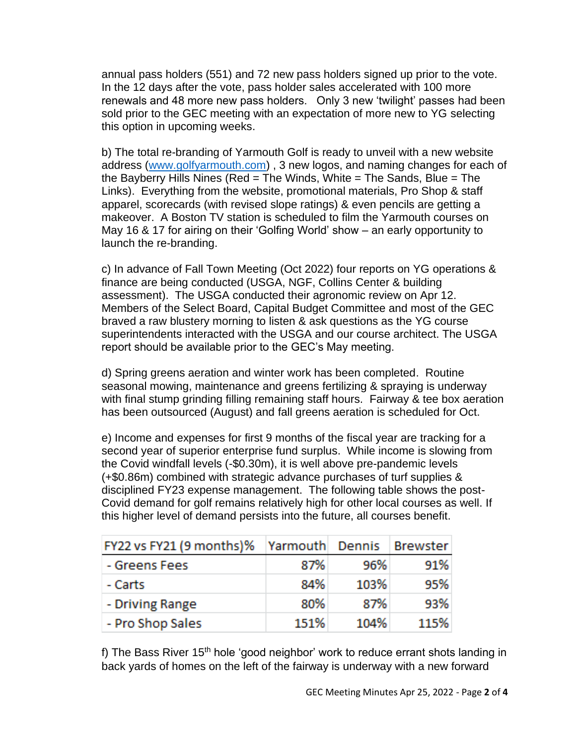annual pass holders (551) and 72 new pass holders signed up prior to the vote. In the 12 days after the vote, pass holder sales accelerated with 100 more renewals and 48 more new pass holders. Only 3 new 'twilight' passes had been sold prior to the GEC meeting with an expectation of more new to YG selecting this option in upcoming weeks.

b) The total re-branding of Yarmouth Golf is ready to unveil with a new website address (www.golfyarmouth.com) , 3 new logos, and naming changes for each of the Bayberry Hills Nines (Red = The Winds, White = The Sands, Blue = The Links). Everything from the website, promotional materials, Pro Shop & staff apparel, scorecards (with revised slope ratings) & even pencils are getting a makeover. A Boston TV station is scheduled to film the Yarmouth courses on May 16 & 17 for airing on their 'Golfing World' show – an early opportunity to launch the re-branding.

c) In advance of Fall Town Meeting (Oct 2022) four reports on YG operations & finance are being conducted (USGA, NGF, Collins Center & building assessment). The USGA conducted their agronomic review on Apr 12. Members of the Select Board, Capital Budget Committee and most of the GEC braved a raw blustery morning to listen & ask questions as the YG course superintendents interacted with the USGA and our course architect. The USGA report should be available prior to the GEC's May meeting.

d) Spring greens aeration and winter work has been completed. Routine seasonal mowing, maintenance and greens fertilizing & spraying is underway with final stump grinding filling remaining staff hours. Fairway & tee box aeration has been outsourced (August) and fall greens aeration is scheduled for Oct.

e) Income and expenses for first 9 months of the fiscal year are tracking for a second year of superior enterprise fund surplus. While income is slowing from the Covid windfall levels (-$0.30m), it is well above pre-pandemic levels (+$0.86m) combined with strategic advance purchases of turf supplies & disciplined FY23 expense management. The following table shows the post-Covid demand for golf remains relatively high for other local courses as well. If this higher level of demand persists into the future, all courses benefit.

| FY22 vs FY21 (9 months)% | Yarmouth | Dennis | Brewster |
|---|---|---|---|
| - Greens Fees | 87% | 96% | 91% |
| - Carts | 84% | 103% | 95% |
| - Driving Range | 80% | 87% | 93% |
| - Pro Shop Sales | 151% | 104% | 115% |

f) The Bass River 15th hole 'good neighbor' work to reduce errant shots landing in back yards of homes on the left of the fairway is underway with a new forward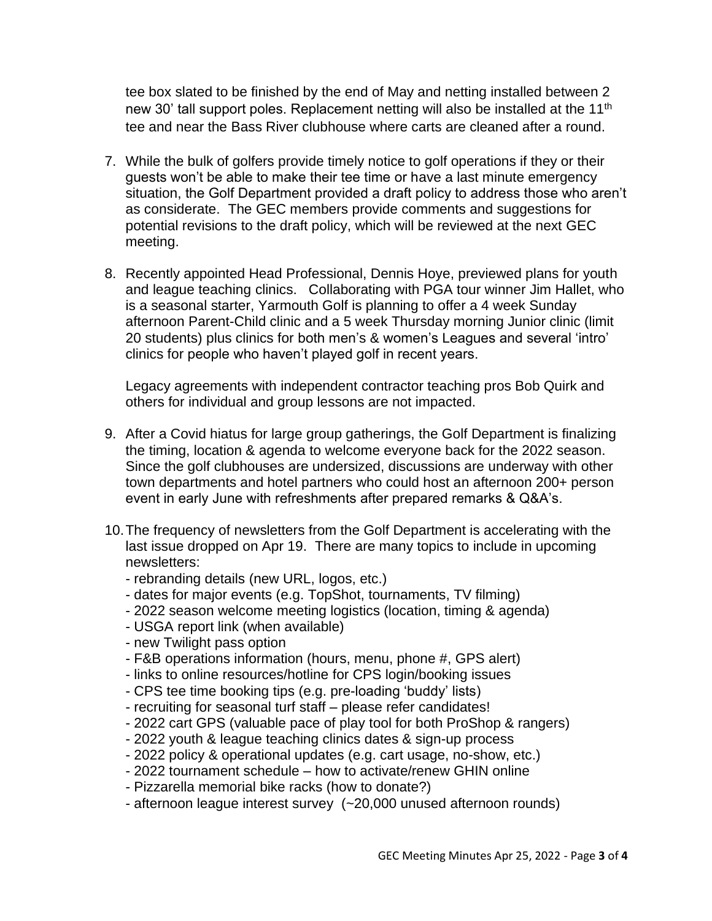tee box slated to be finished by the end of May and netting installed between 2 new 30' tall support poles. Replacement netting will also be installed at the 11th tee and near the Bass River clubhouse where carts are cleaned after a round.

7. While the bulk of golfers provide timely notice to golf operations if they or their guests won't be able to make their tee time or have a last minute emergency situation, the Golf Department provided a draft policy to address those who aren't as considerate. The GEC members provide comments and suggestions for potential revisions to the draft policy, which will be reviewed at the next GEC meeting.

8. Recently appointed Head Professional, Dennis Hoye, previewed plans for youth and league teaching clinics. Collaborating with PGA tour winner Jim Hallet, who is a seasonal starter, Yarmouth Golf is planning to offer a 4 week Sunday afternoon Parent-Child clinic and a 5 week Thursday morning Junior clinic (limit 20 students) plus clinics for both men's & women's Leagues and several 'intro' clinics for people who haven't played golf in recent years.

   Legacy agreements with independent contractor teaching pros Bob Quirk and others for individual and group lessons are not impacted.

9. After a Covid hiatus for large group gatherings, the Golf Department is finalizing the timing, location & agenda to welcome everyone back for the 2022 season. Since the golf clubhouses are undersized, discussions are underway with other town departments and hotel partners who could host an afternoon 200+ person event in early June with refreshments after prepared remarks & Q&A's.

10. The frequency of newsletters from the Golf Department is accelerating with the last issue dropped on Apr 19. There are many topics to include in upcoming newsletters:
    - rebranding details (new URL, logos, etc.)
    - dates for major events (e.g. TopShot, tournaments, TV filming)
    - 2022 season welcome meeting logistics (location, timing & agenda)
    - USGA report link (when available)
    - new Twilight pass option
    - F&B operations information (hours, menu, phone #, GPS alert)
    - links to online resources/hotline for CPS login/booking issues
    - CPS tee time booking tips (e.g. pre-loading 'buddy' lists)
    - recruiting for seasonal turf staff – please refer candidates!
    - 2022 cart GPS (valuable pace of play tool for both ProShop & rangers)
    - 2022 youth & league teaching clinics dates & sign-up process
    - 2022 policy & operational updates (e.g. cart usage, no-show, etc.)
    - 2022 tournament schedule – how to activate/renew GHIN online
    - Pizzarella memorial bike racks (how to donate?)
    - afternoon league interest survey (~20,000 unused afternoon rounds)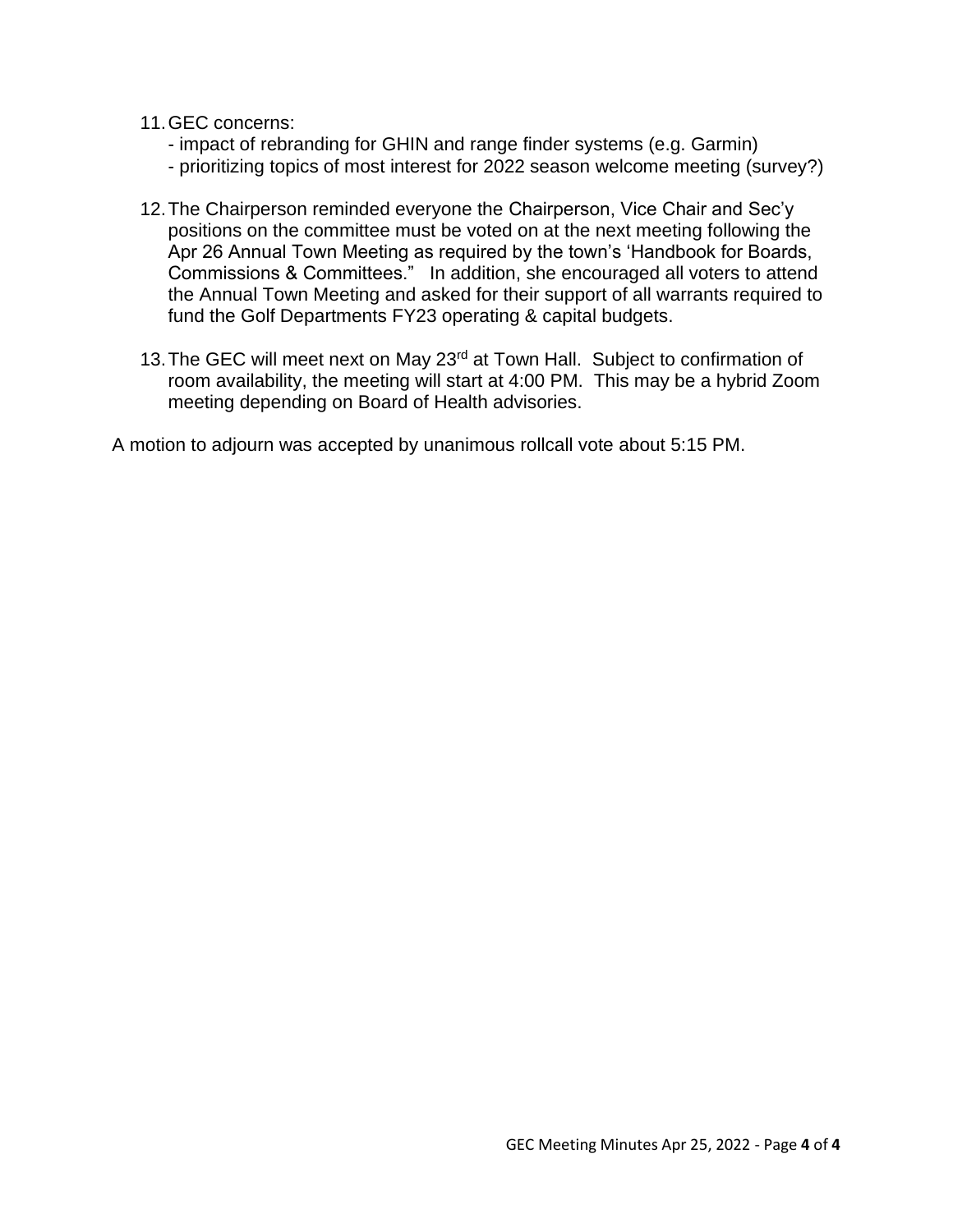11. GEC concerns:
    - impact of rebranding for GHIN and range finder systems (e.g. Garmin)
    - prioritizing topics of most interest for 2022 season welcome meeting (survey?)

12. The Chairperson reminded everyone the Chairperson, Vice Chair and Sec'y positions on the committee must be voted on at the next meeting following the Apr 26 Annual Town Meeting as required by the town's 'Handbook for Boards, Commissions & Committees." In addition, she encouraged all voters to attend the Annual Town Meeting and asked for their support of all warrants required to fund the Golf Departments FY23 operating & capital budgets.

13. The GEC will meet next on May 23rd at Town Hall. Subject to confirmation of room availability, the meeting will start at 4:00 PM. This may be a hybrid Zoom meeting depending on Board of Health advisories.

A motion to adjourn was accepted by unanimous rollcall vote about 5:15 PM.